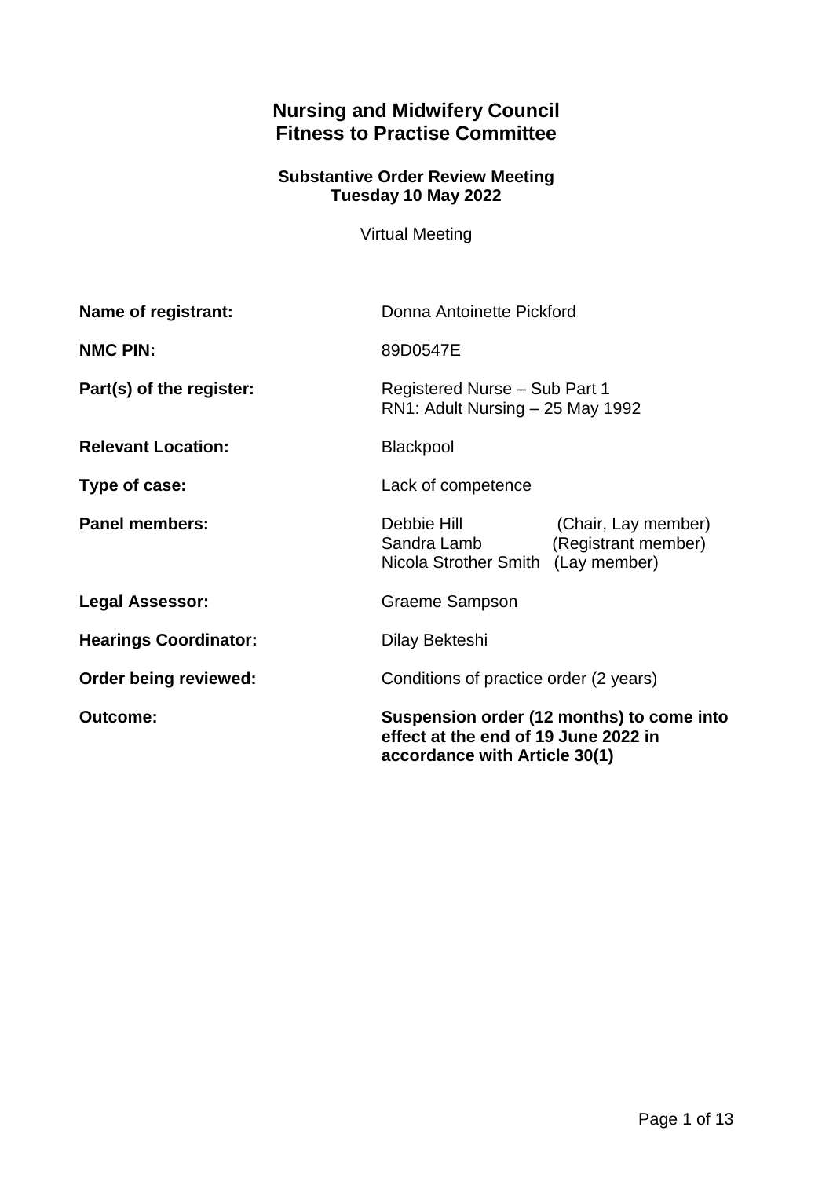# Nursing and Midwifery Council
# Fitness to Practise Committee

**Substantive Order Review Meeting**
**Tuesday 10 May 2022**

Virtual Meeting

| | |
|---|---|
| **Name of registrant:** | Donna Antoinette Pickford |
| **NMC PIN:** | 89D0547E |
| **Part(s) of the register:** | Registered Nurse – Sub Part 1<br>RN1: Adult Nursing – 25 May 1992 |
| **Relevant Location:** | Blackpool |
| **Type of case:** | Lack of competence |
| **Panel members:** | Debbie Hill (Chair, Lay member)<br>Sandra Lamb (Registrant member)<br>Nicola Strother Smith (Lay member) |
| **Legal Assessor:** | Graeme Sampson |
| **Hearings Coordinator:** | Dilay Bekteshi |
| **Order being reviewed:** | Conditions of practice order (2 years) |
| **Outcome:** | **Suspension order (12 months) to come into effect at the end of 19 June 2022 in accordance with Article 30(1)** |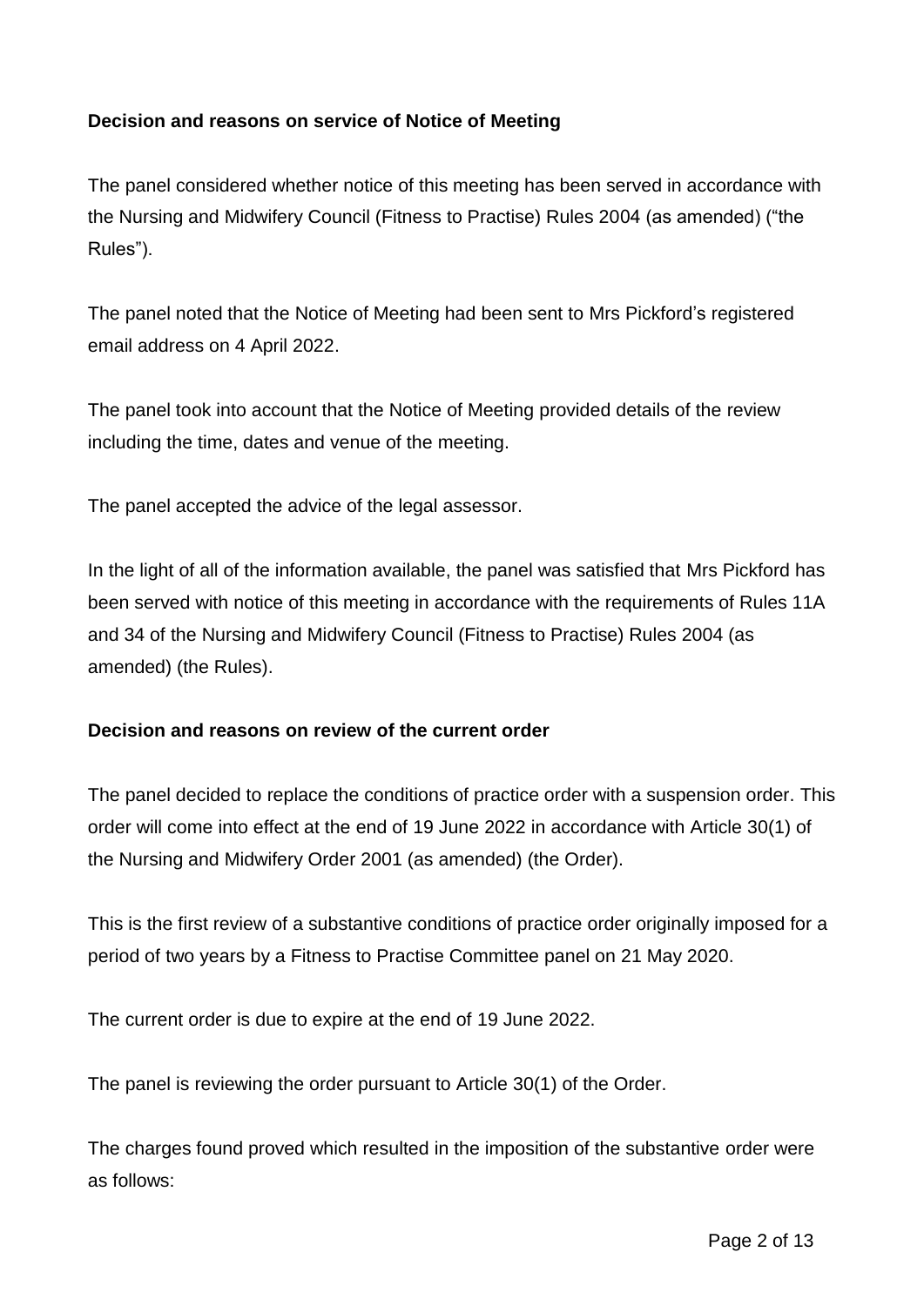**Decision and reasons on service of Notice of Meeting**

The panel considered whether notice of this meeting has been served in accordance with the Nursing and Midwifery Council (Fitness to Practise) Rules 2004 (as amended) ("the Rules").

The panel noted that the Notice of Meeting had been sent to Mrs Pickford's registered email address on 4 April 2022.

The panel took into account that the Notice of Meeting provided details of the review including the time, dates and venue of the meeting.

The panel accepted the advice of the legal assessor.

In the light of all of the information available, the panel was satisfied that Mrs Pickford has been served with notice of this meeting in accordance with the requirements of Rules 11A and 34 of the Nursing and Midwifery Council (Fitness to Practise) Rules 2004 (as amended) (the Rules).

**Decision and reasons on review of the current order**

The panel decided to replace the conditions of practice order with a suspension order. This order will come into effect at the end of 19 June 2022 in accordance with Article 30(1) of the Nursing and Midwifery Order 2001 (as amended) (the Order).

This is the first review of a substantive conditions of practice order originally imposed for a period of two years by a Fitness to Practise Committee panel on 21 May 2020.

The current order is due to expire at the end of 19 June 2022.

The panel is reviewing the order pursuant to Article 30(1) of the Order.

The charges found proved which resulted in the imposition of the substantive order were as follows: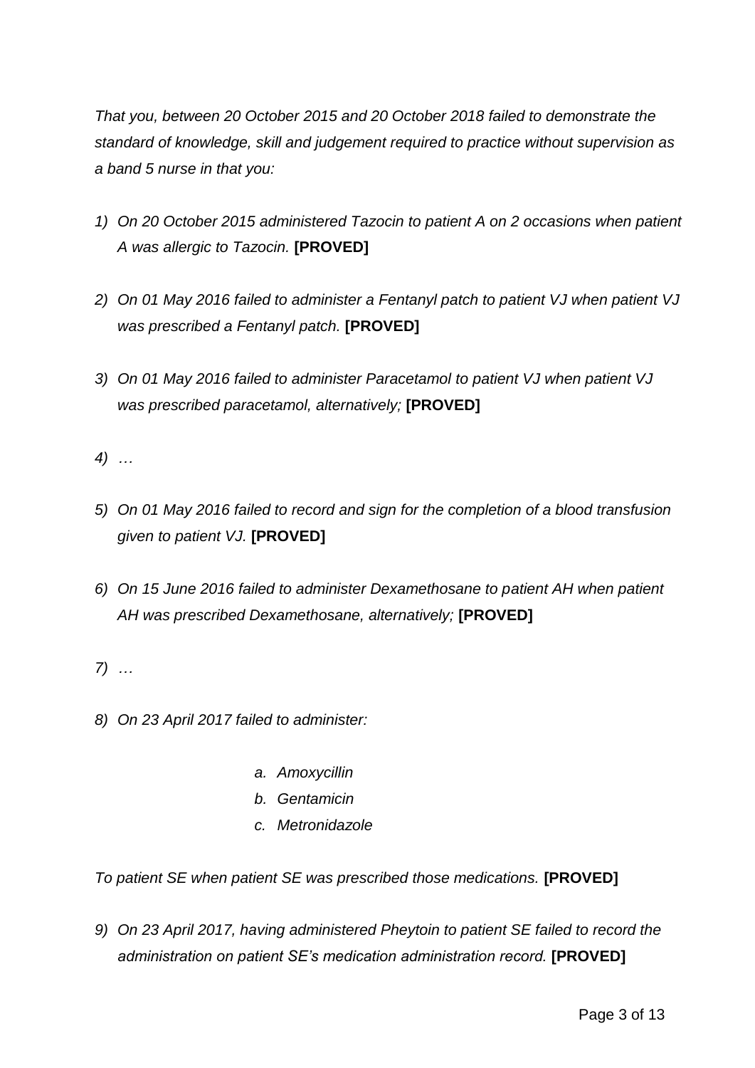*That you, between 20 October 2015 and 20 October 2018 failed to demonstrate the standard of knowledge, skill and judgement required to practice without supervision as a band 5 nurse in that you:*

1) *On 20 October 2015 administered Tazocin to patient A on 2 occasions when patient A was allergic to Tazocin.* **[PROVED]**

2) *On 01 May 2016 failed to administer a Fentanyl patch to patient VJ when patient VJ was prescribed a Fentanyl patch.* **[PROVED]**

3) *On 01 May 2016 failed to administer Paracetamol to patient VJ when patient VJ was prescribed paracetamol, alternatively;* **[PROVED]**

4) *…*

5) *On 01 May 2016 failed to record and sign for the completion of a blood transfusion given to patient VJ.* **[PROVED]**

6) *On 15 June 2016 failed to administer Dexamethosane to patient AH when patient AH was prescribed Dexamethosane, alternatively;* **[PROVED]**

7) *…*

8) *On 23 April 2017 failed to administer:*

    a. *Amoxycillin*
    b. *Gentamicin*
    c. *Metronidazole*

*To patient SE when patient SE was prescribed those medications.* **[PROVED]**

9) *On 23 April 2017, having administered Pheytoin to patient SE failed to record the administration on patient SE's medication administration record.* **[PROVED]**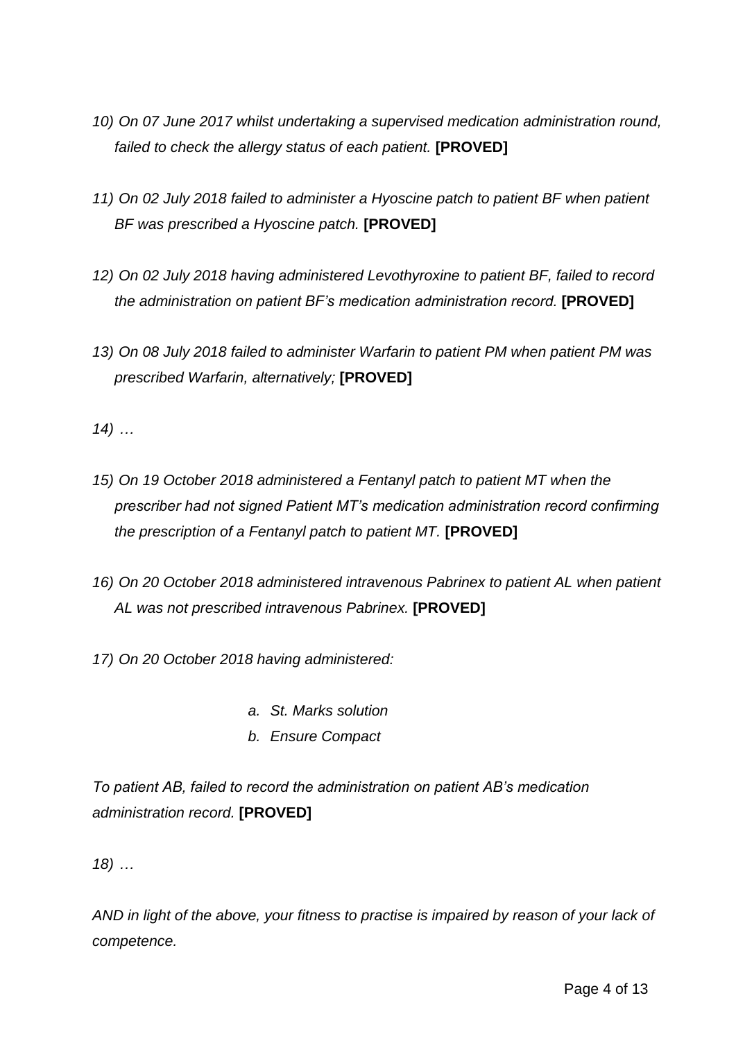*10) On 07 June 2017 whilst undertaking a supervised medication administration round, failed to check the allergy status of each patient.* **[PROVED]**

*11) On 02 July 2018 failed to administer a Hyoscine patch to patient BF when patient BF was prescribed a Hyoscine patch.* **[PROVED]**

*12) On 02 July 2018 having administered Levothyroxine to patient BF, failed to record the administration on patient BF's medication administration record.* **[PROVED]**

*13) On 08 July 2018 failed to administer Warfarin to patient PM when patient PM was prescribed Warfarin, alternatively;* **[PROVED]**

*14) …*

*15) On 19 October 2018 administered a Fentanyl patch to patient MT when the prescriber had not signed Patient MT's medication administration record confirming the prescription of a Fentanyl patch to patient MT.* **[PROVED]**

*16) On 20 October 2018 administered intravenous Pabrinex to patient AL when patient AL was not prescribed intravenous Pabrinex.* **[PROVED]**

*17) On 20 October 2018 having administered:*

- *a. St. Marks solution*
- *b. Ensure Compact*

*To patient AB, failed to record the administration on patient AB's medication administration record.* **[PROVED]**

*18) …*

*AND in light of the above, your fitness to practise is impaired by reason of your lack of competence.*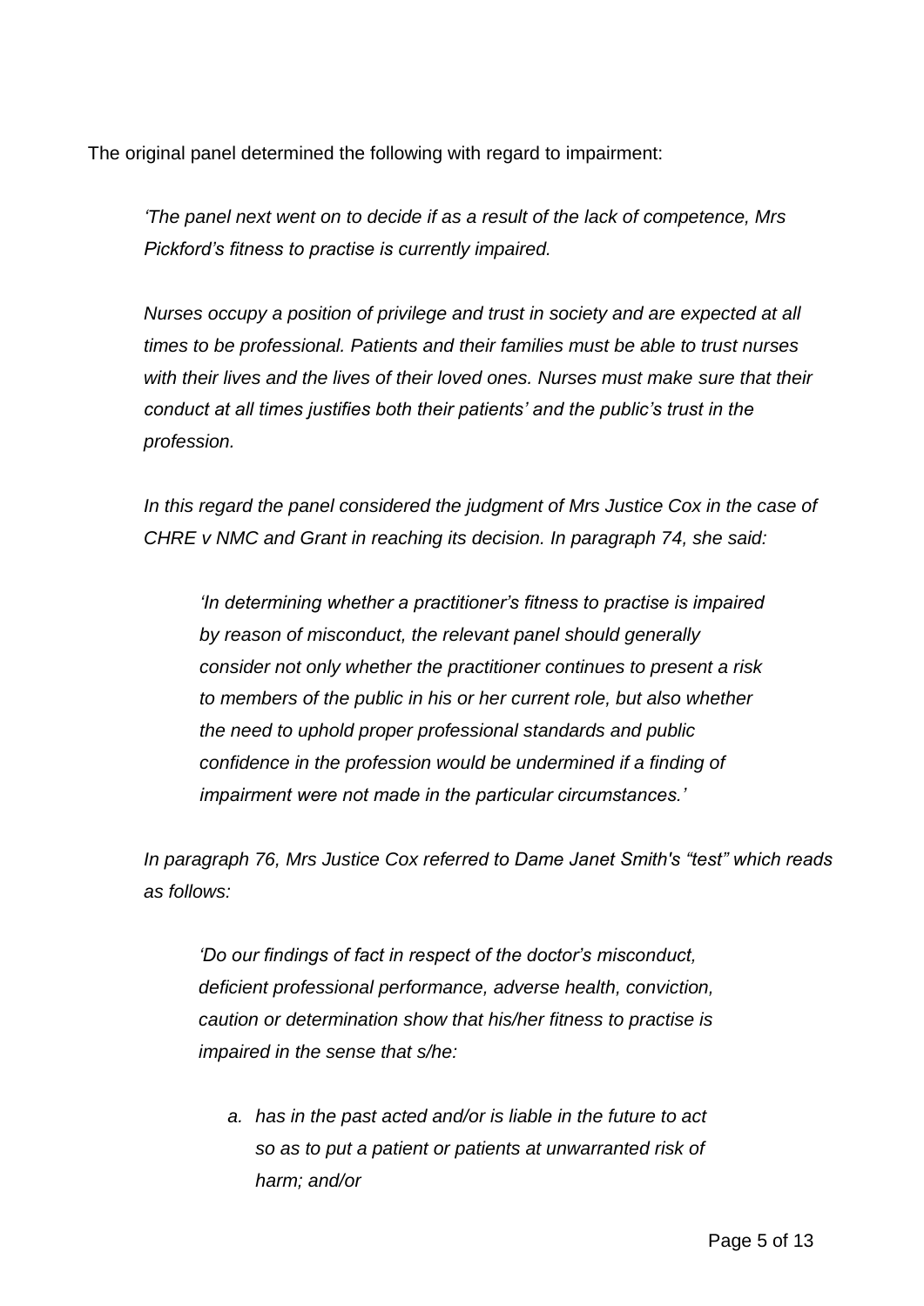The original panel determined the following with regard to impairment:

> *'The panel next went on to decide if as a result of the lack of competence, Mrs Pickford's fitness to practise is currently impaired.*
>
> *Nurses occupy a position of privilege and trust in society and are expected at all times to be professional. Patients and their families must be able to trust nurses with their lives and the lives of their loved ones. Nurses must make sure that their conduct at all times justifies both their patients' and the public's trust in the profession.*
>
> *In this regard the panel considered the judgment of Mrs Justice Cox in the case of CHRE v NMC and Grant in reaching its decision. In paragraph 74, she said:*
>
> > *'In determining whether a practitioner's fitness to practise is impaired by reason of misconduct, the relevant panel should generally consider not only whether the practitioner continues to present a risk to members of the public in his or her current role, but also whether the need to uphold proper professional standards and public confidence in the profession would be undermined if a finding of impairment were not made in the particular circumstances.'*
>
> *In paragraph 76, Mrs Justice Cox referred to Dame Janet Smith's "test" which reads as follows:*
>
> > *'Do our findings of fact in respect of the doctor's misconduct, deficient professional performance, adverse health, conviction, caution or determination show that his/her fitness to practise is impaired in the sense that s/he:*
> >
> > *a. has in the past acted and/or is liable in the future to act so as to put a patient or patients at unwarranted risk of harm; and/or*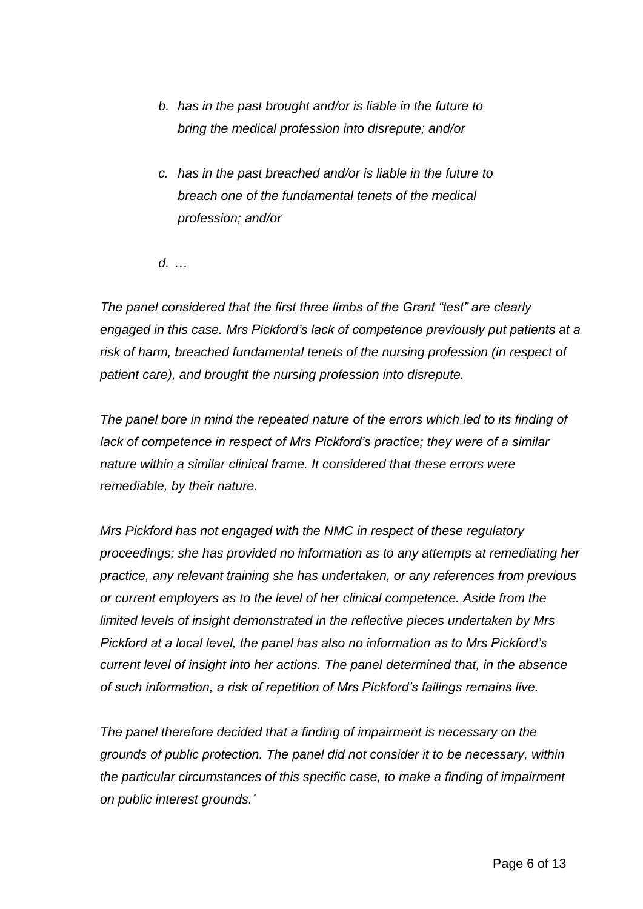*b. has in the past brought and/or is liable in the future to bring the medical profession into disrepute; and/or*

*c. has in the past breached and/or is liable in the future to breach one of the fundamental tenets of the medical profession; and/or*

*d. …*

*The panel considered that the first three limbs of the Grant "test" are clearly engaged in this case. Mrs Pickford's lack of competence previously put patients at a risk of harm, breached fundamental tenets of the nursing profession (in respect of patient care), and brought the nursing profession into disrepute.*

*The panel bore in mind the repeated nature of the errors which led to its finding of lack of competence in respect of Mrs Pickford's practice; they were of a similar nature within a similar clinical frame. It considered that these errors were remediable, by their nature.*

*Mrs Pickford has not engaged with the NMC in respect of these regulatory proceedings; she has provided no information as to any attempts at remediating her practice, any relevant training she has undertaken, or any references from previous or current employers as to the level of her clinical competence. Aside from the limited levels of insight demonstrated in the reflective pieces undertaken by Mrs Pickford at a local level, the panel has also no information as to Mrs Pickford's current level of insight into her actions. The panel determined that, in the absence of such information, a risk of repetition of Mrs Pickford's failings remains live.*

*The panel therefore decided that a finding of impairment is necessary on the grounds of public protection. The panel did not consider it to be necessary, within the particular circumstances of this specific case, to make a finding of impairment on public interest grounds.'*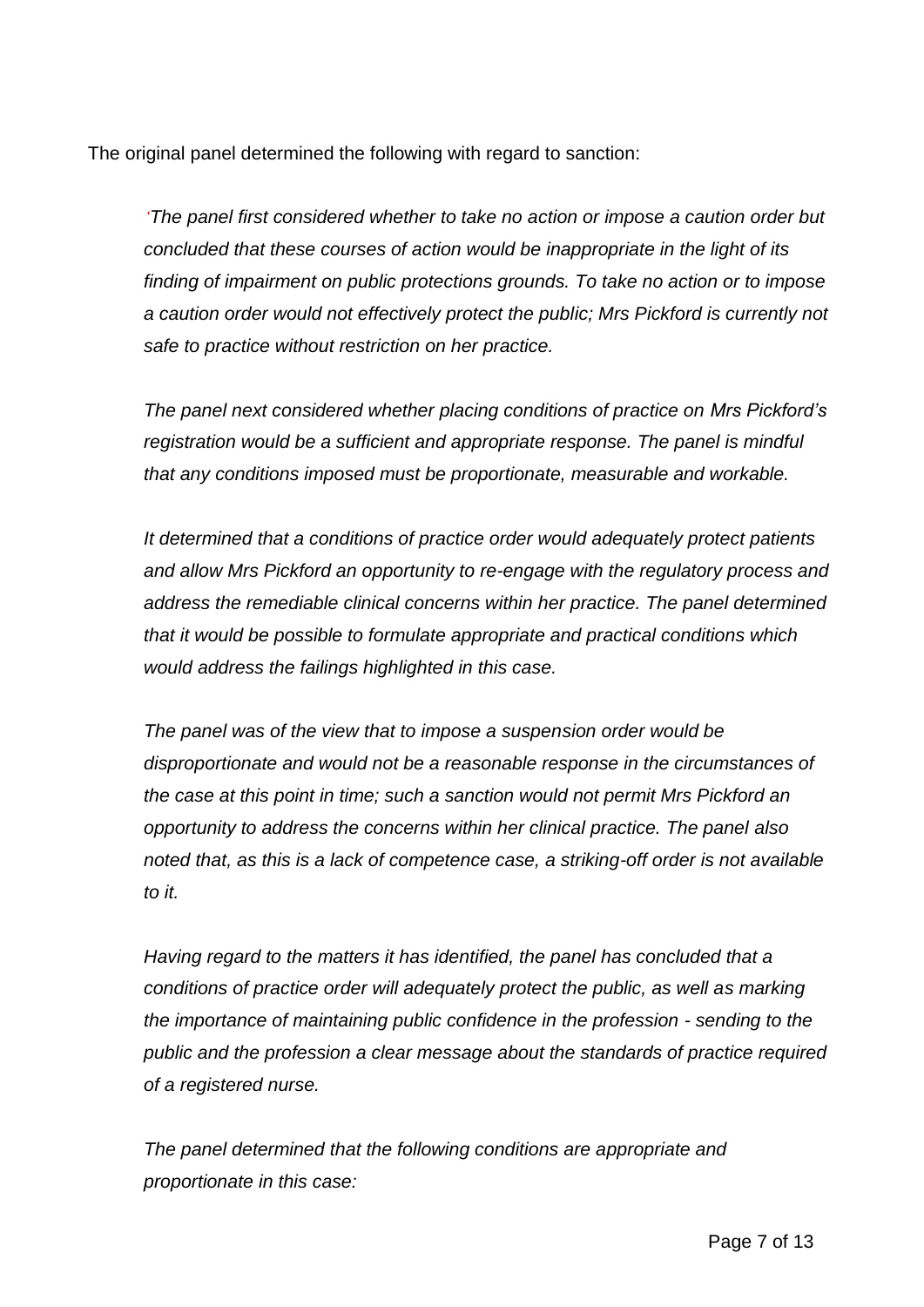The original panel determined the following with regard to sanction:

> *'The panel first considered whether to take no action or impose a caution order but concluded that these courses of action would be inappropriate in the light of its finding of impairment on public protections grounds. To take no action or to impose a caution order would not effectively protect the public; Mrs Pickford is currently not safe to practice without restriction on her practice.*
>
> *The panel next considered whether placing conditions of practice on Mrs Pickford's registration would be a sufficient and appropriate response. The panel is mindful that any conditions imposed must be proportionate, measurable and workable.*
>
> *It determined that a conditions of practice order would adequately protect patients and allow Mrs Pickford an opportunity to re-engage with the regulatory process and address the remediable clinical concerns within her practice. The panel determined that it would be possible to formulate appropriate and practical conditions which would address the failings highlighted in this case.*
>
> *The panel was of the view that to impose a suspension order would be disproportionate and would not be a reasonable response in the circumstances of the case at this point in time; such a sanction would not permit Mrs Pickford an opportunity to address the concerns within her clinical practice. The panel also noted that, as this is a lack of competence case, a striking-off order is not available to it.*
>
> *Having regard to the matters it has identified, the panel has concluded that a conditions of practice order will adequately protect the public, as well as marking the importance of maintaining public confidence in the profession - sending to the public and the profession a clear message about the standards of practice required of a registered nurse.*
>
> *The panel determined that the following conditions are appropriate and proportionate in this case:*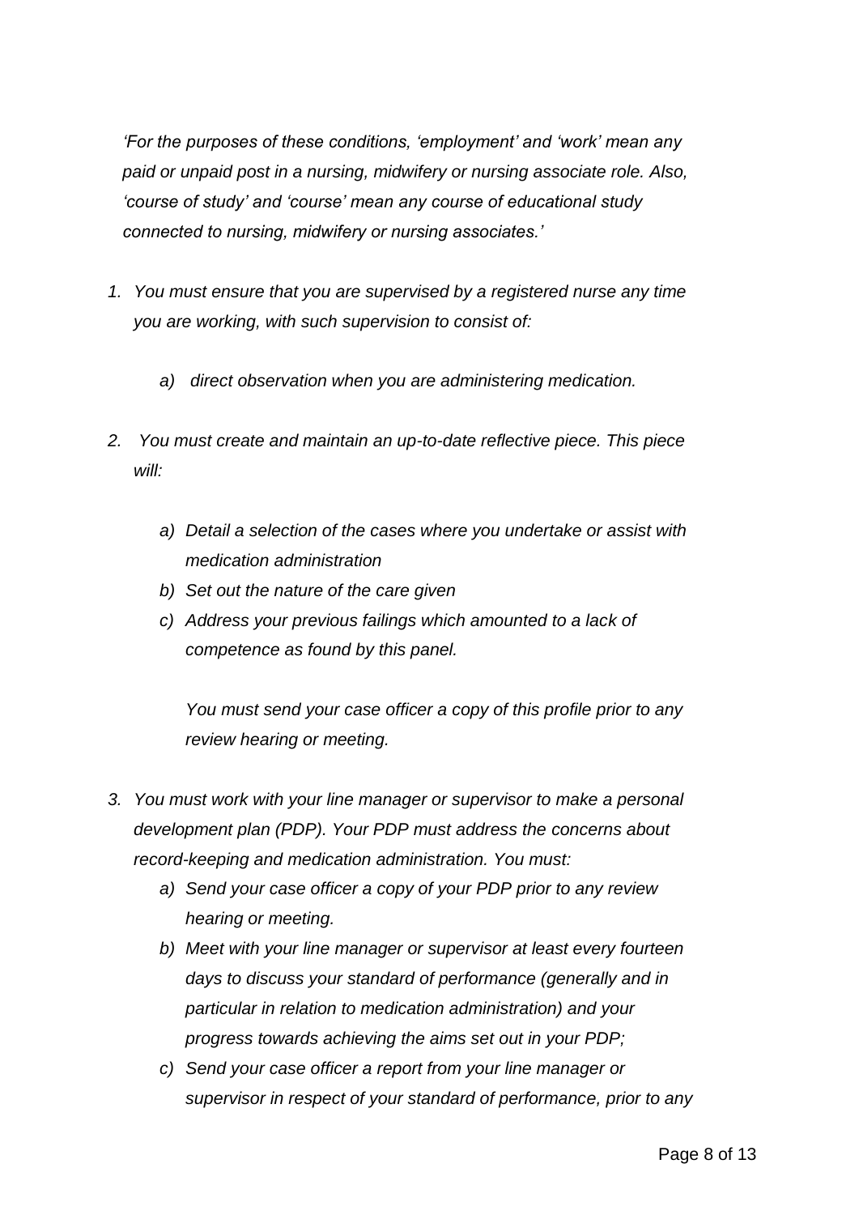*'For the purposes of these conditions, 'employment' and 'work' mean any paid or unpaid post in a nursing, midwifery or nursing associate role. Also, 'course of study' and 'course' mean any course of educational study connected to nursing, midwifery or nursing associates.'*

1. *You must ensure that you are supervised by a registered nurse any time you are working, with such supervision to consist of:*

   a) *direct observation when you are administering medication.*

2. *You must create and maintain an up-to-date reflective piece. This piece will:*

   a) *Detail a selection of the cases where you undertake or assist with medication administration*
   b) *Set out the nature of the care given*
   c) *Address your previous failings which amounted to a lack of competence as found by this panel.*

   *You must send your case officer a copy of this profile prior to any review hearing or meeting.*

3. *You must work with your line manager or supervisor to make a personal development plan (PDP). Your PDP must address the concerns about record-keeping and medication administration. You must:*
   a) *Send your case officer a copy of your PDP prior to any review hearing or meeting.*
   b) *Meet with your line manager or supervisor at least every fourteen days to discuss your standard of performance (generally and in particular in relation to medication administration) and your progress towards achieving the aims set out in your PDP;*
   c) *Send your case officer a report from your line manager or supervisor in respect of your standard of performance, prior to any*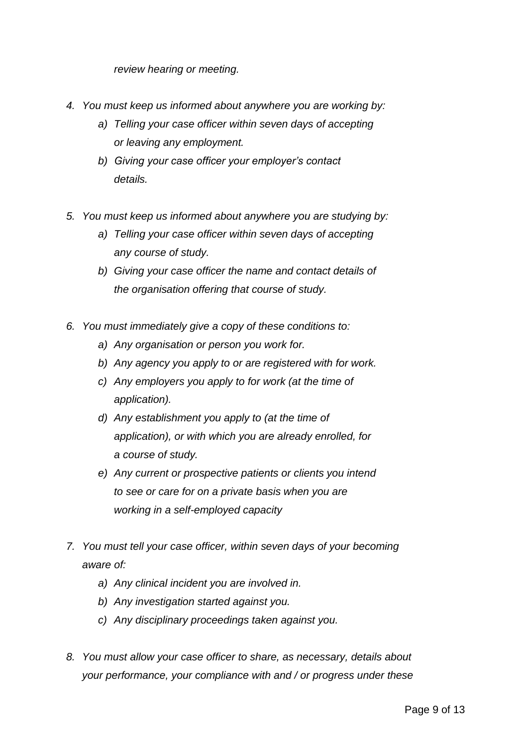*review hearing or meeting.*

4. *You must keep us informed about anywhere you are working by:*
   a) *Telling your case officer within seven days of accepting or leaving any employment.*
   b) *Giving your case officer your employer's contact details.*

5. *You must keep us informed about anywhere you are studying by:*
   a) *Telling your case officer within seven days of accepting any course of study.*
   b) *Giving your case officer the name and contact details of the organisation offering that course of study.*

6. *You must immediately give a copy of these conditions to:*
   a) *Any organisation or person you work for.*
   b) *Any agency you apply to or are registered with for work.*
   c) *Any employers you apply to for work (at the time of application).*
   d) *Any establishment you apply to (at the time of application), or with which you are already enrolled, for a course of study.*
   e) *Any current or prospective patients or clients you intend to see or care for on a private basis when you are working in a self-employed capacity*

7. *You must tell your case officer, within seven days of your becoming aware of:*
   a) *Any clinical incident you are involved in.*
   b) *Any investigation started against you.*
   c) *Any disciplinary proceedings taken against you.*

8. *You must allow your case officer to share, as necessary, details about your performance, your compliance with and / or progress under these*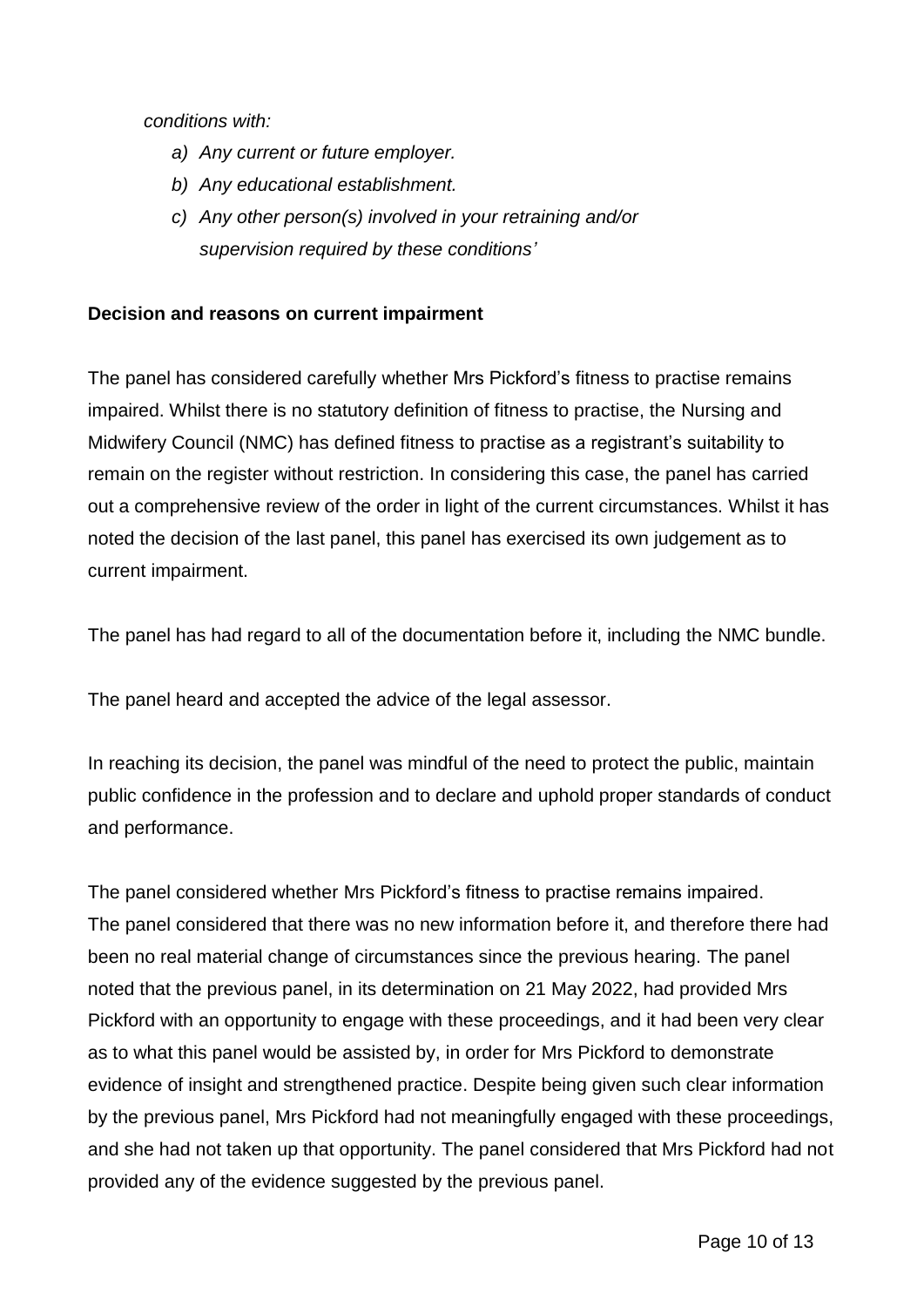*conditions with:*

*a) Any current or future employer.*
*b) Any educational establishment.*
*c) Any other person(s) involved in your retraining and/or supervision required by these conditions'*

**Decision and reasons on current impairment**

The panel has considered carefully whether Mrs Pickford's fitness to practise remains impaired. Whilst there is no statutory definition of fitness to practise, the Nursing and Midwifery Council (NMC) has defined fitness to practise as a registrant's suitability to remain on the register without restriction. In considering this case, the panel has carried out a comprehensive review of the order in light of the current circumstances. Whilst it has noted the decision of the last panel, this panel has exercised its own judgement as to current impairment.

The panel has had regard to all of the documentation before it, including the NMC bundle.

The panel heard and accepted the advice of the legal assessor.

In reaching its decision, the panel was mindful of the need to protect the public, maintain public confidence in the profession and to declare and uphold proper standards of conduct and performance.

The panel considered whether Mrs Pickford's fitness to practise remains impaired. The panel considered that there was no new information before it, and therefore there had been no real material change of circumstances since the previous hearing. The panel noted that the previous panel, in its determination on 21 May 2022, had provided Mrs Pickford with an opportunity to engage with these proceedings, and it had been very clear as to what this panel would be assisted by, in order for Mrs Pickford to demonstrate evidence of insight and strengthened practice. Despite being given such clear information by the previous panel, Mrs Pickford had not meaningfully engaged with these proceedings, and she had not taken up that opportunity. The panel considered that Mrs Pickford had not provided any of the evidence suggested by the previous panel.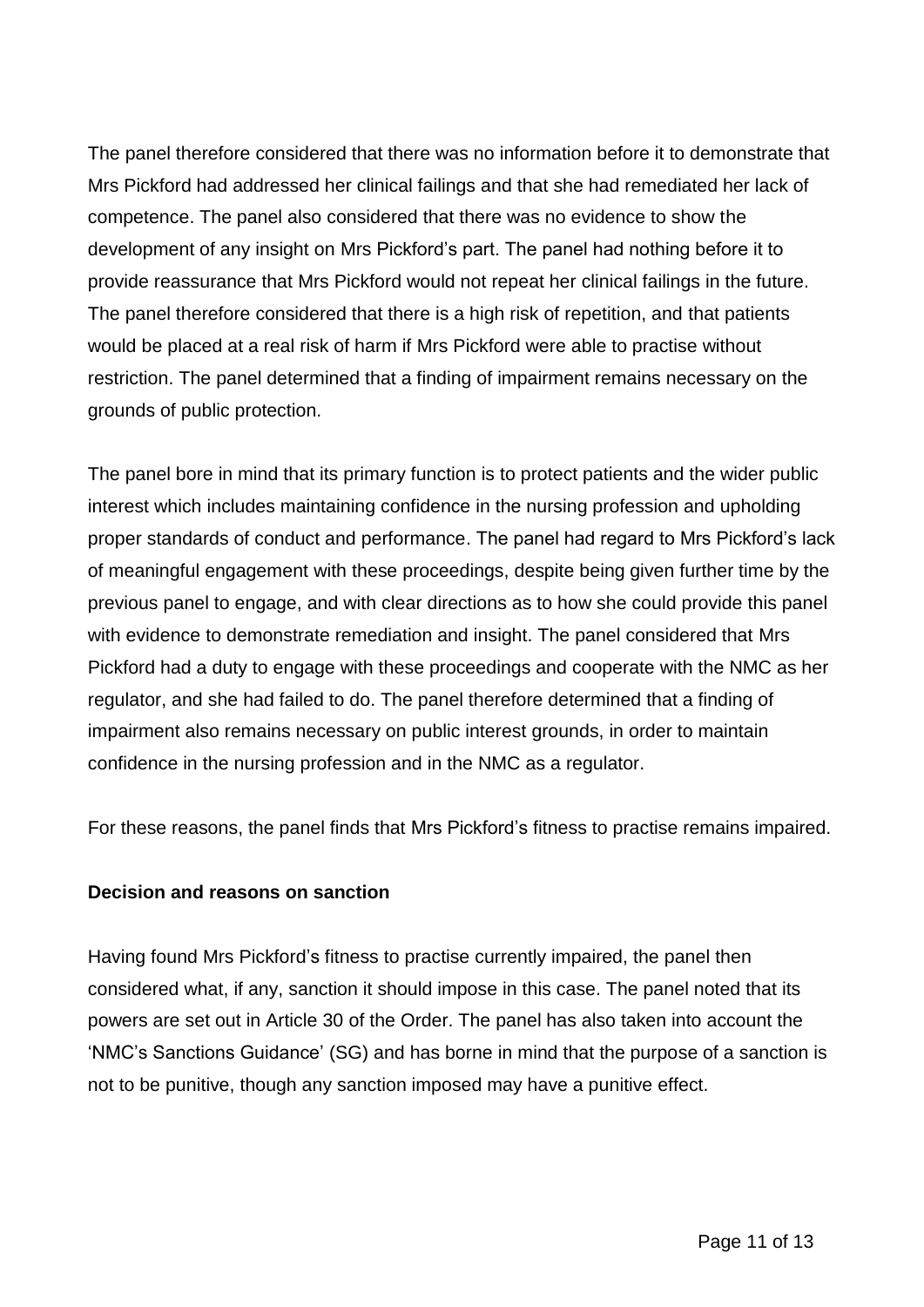The panel therefore considered that there was no information before it to demonstrate that Mrs Pickford had addressed her clinical failings and that she had remediated her lack of competence. The panel also considered that there was no evidence to show the development of any insight on Mrs Pickford's part. The panel had nothing before it to provide reassurance that Mrs Pickford would not repeat her clinical failings in the future. The panel therefore considered that there is a high risk of repetition, and that patients would be placed at a real risk of harm if Mrs Pickford were able to practise without restriction. The panel determined that a finding of impairment remains necessary on the grounds of public protection.

The panel bore in mind that its primary function is to protect patients and the wider public interest which includes maintaining confidence in the nursing profession and upholding proper standards of conduct and performance. The panel had regard to Mrs Pickford's lack of meaningful engagement with these proceedings, despite being given further time by the previous panel to engage, and with clear directions as to how she could provide this panel with evidence to demonstrate remediation and insight. The panel considered that Mrs Pickford had a duty to engage with these proceedings and cooperate with the NMC as her regulator, and she had failed to do. The panel therefore determined that a finding of impairment also remains necessary on public interest grounds, in order to maintain confidence in the nursing profession and in the NMC as a regulator.

For these reasons, the panel finds that Mrs Pickford's fitness to practise remains impaired.

**Decision and reasons on sanction**

Having found Mrs Pickford's fitness to practise currently impaired, the panel then considered what, if any, sanction it should impose in this case. The panel noted that its powers are set out in Article 30 of the Order. The panel has also taken into account the 'NMC's Sanctions Guidance' (SG) and has borne in mind that the purpose of a sanction is not to be punitive, though any sanction imposed may have a punitive effect.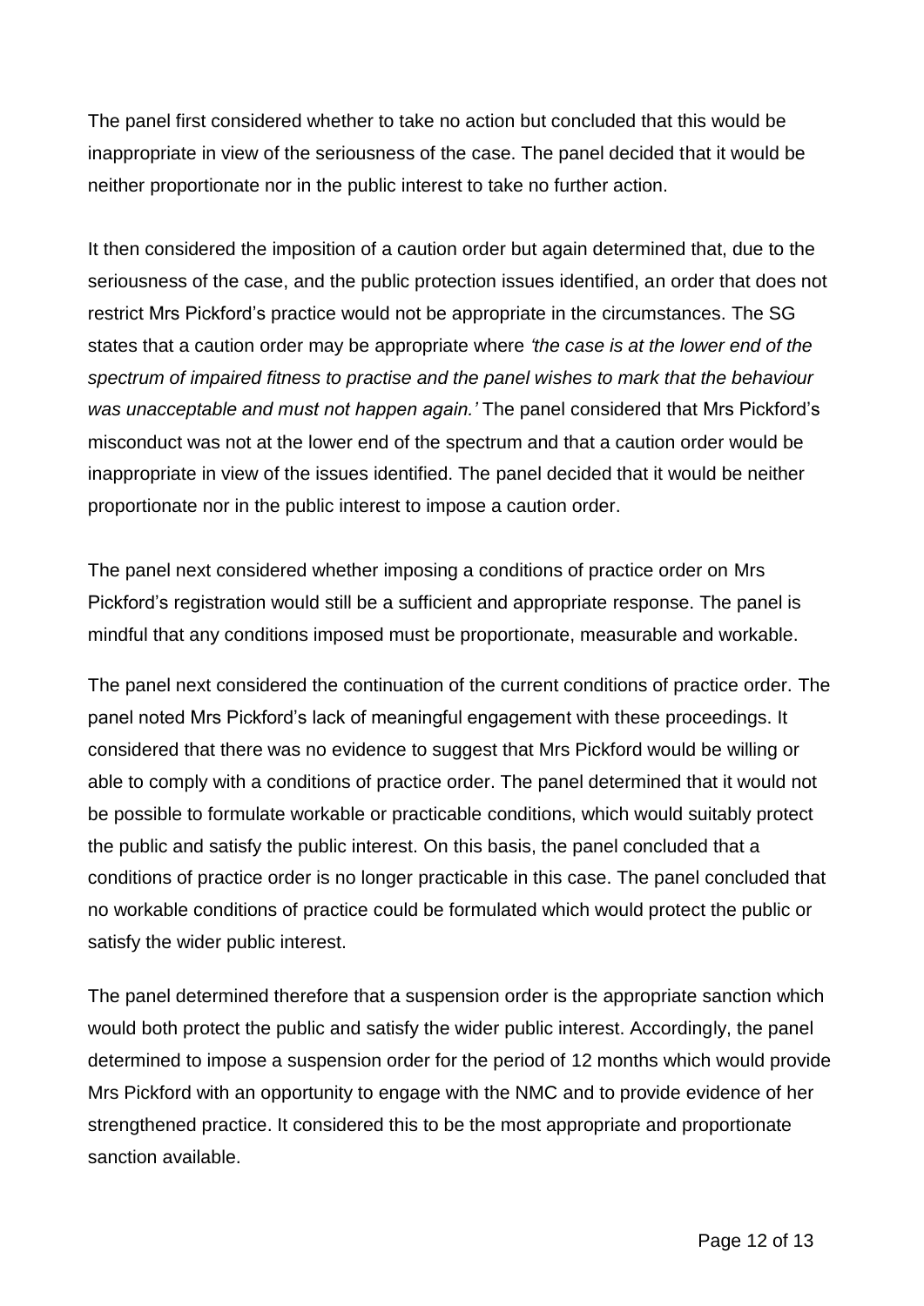The panel first considered whether to take no action but concluded that this would be inappropriate in view of the seriousness of the case. The panel decided that it would be neither proportionate nor in the public interest to take no further action.

It then considered the imposition of a caution order but again determined that, due to the seriousness of the case, and the public protection issues identified, an order that does not restrict Mrs Pickford's practice would not be appropriate in the circumstances. The SG states that a caution order may be appropriate where *'the case is at the lower end of the spectrum of impaired fitness to practise and the panel wishes to mark that the behaviour was unacceptable and must not happen again.'* The panel considered that Mrs Pickford's misconduct was not at the lower end of the spectrum and that a caution order would be inappropriate in view of the issues identified. The panel decided that it would be neither proportionate nor in the public interest to impose a caution order.

The panel next considered whether imposing a conditions of practice order on Mrs Pickford's registration would still be a sufficient and appropriate response. The panel is mindful that any conditions imposed must be proportionate, measurable and workable.

The panel next considered the continuation of the current conditions of practice order. The panel noted Mrs Pickford's lack of meaningful engagement with these proceedings. It considered that there was no evidence to suggest that Mrs Pickford would be willing or able to comply with a conditions of practice order. The panel determined that it would not be possible to formulate workable or practicable conditions, which would suitably protect the public and satisfy the public interest. On this basis, the panel concluded that a conditions of practice order is no longer practicable in this case. The panel concluded that no workable conditions of practice could be formulated which would protect the public or satisfy the wider public interest.

The panel determined therefore that a suspension order is the appropriate sanction which would both protect the public and satisfy the wider public interest. Accordingly, the panel determined to impose a suspension order for the period of 12 months which would provide Mrs Pickford with an opportunity to engage with the NMC and to provide evidence of her strengthened practice. It considered this to be the most appropriate and proportionate sanction available.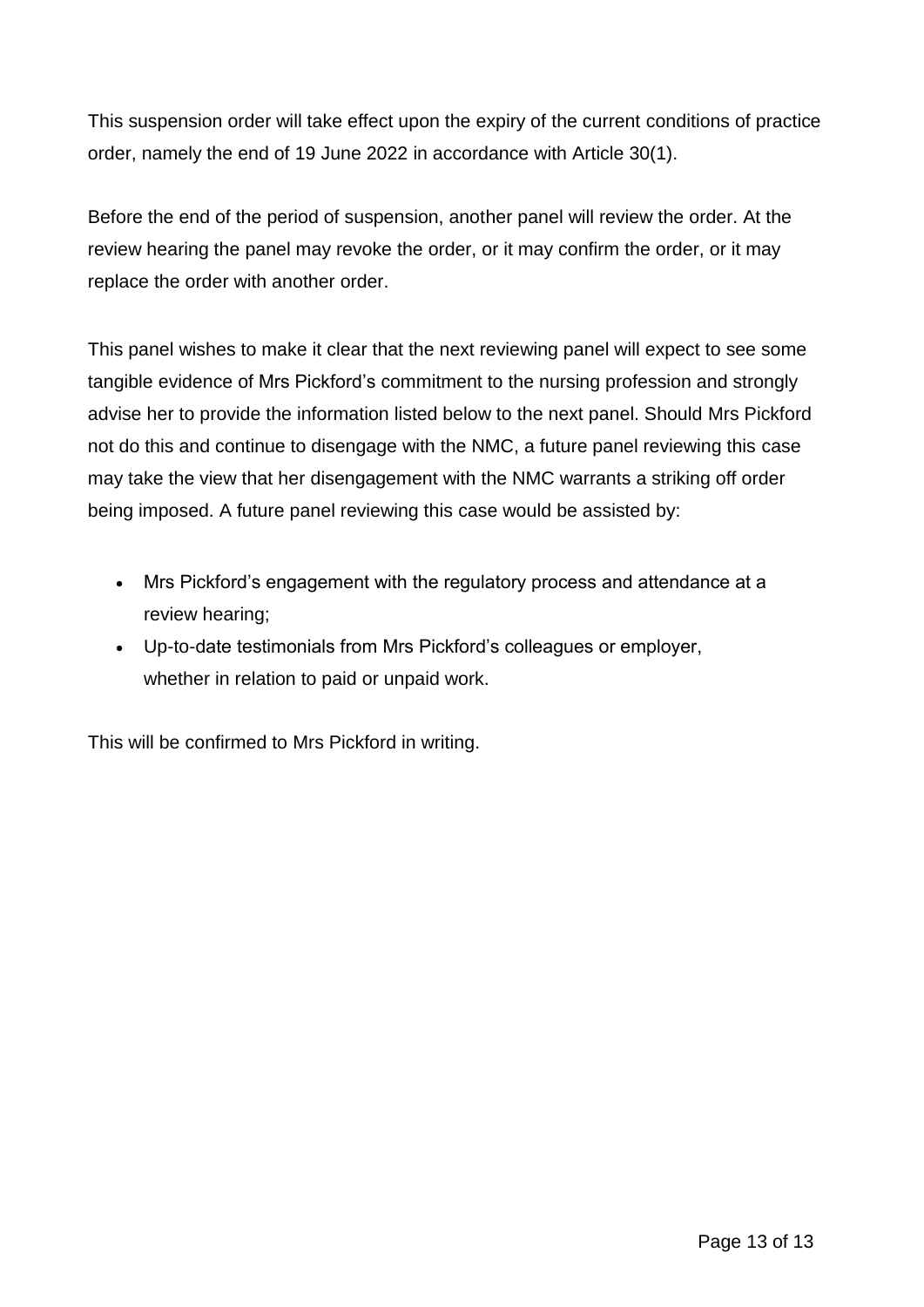This suspension order will take effect upon the expiry of the current conditions of practice order, namely the end of 19 June 2022 in accordance with Article 30(1).

Before the end of the period of suspension, another panel will review the order. At the review hearing the panel may revoke the order, or it may confirm the order, or it may replace the order with another order.

This panel wishes to make it clear that the next reviewing panel will expect to see some tangible evidence of Mrs Pickford's commitment to the nursing profession and strongly advise her to provide the information listed below to the next panel. Should Mrs Pickford not do this and continue to disengage with the NMC, a future panel reviewing this case may take the view that her disengagement with the NMC warrants a striking off order being imposed. A future panel reviewing this case would be assisted by:

- Mrs Pickford's engagement with the regulatory process and attendance at a review hearing;
- Up-to-date testimonials from Mrs Pickford's colleagues or employer, whether in relation to paid or unpaid work.

This will be confirmed to Mrs Pickford in writing.